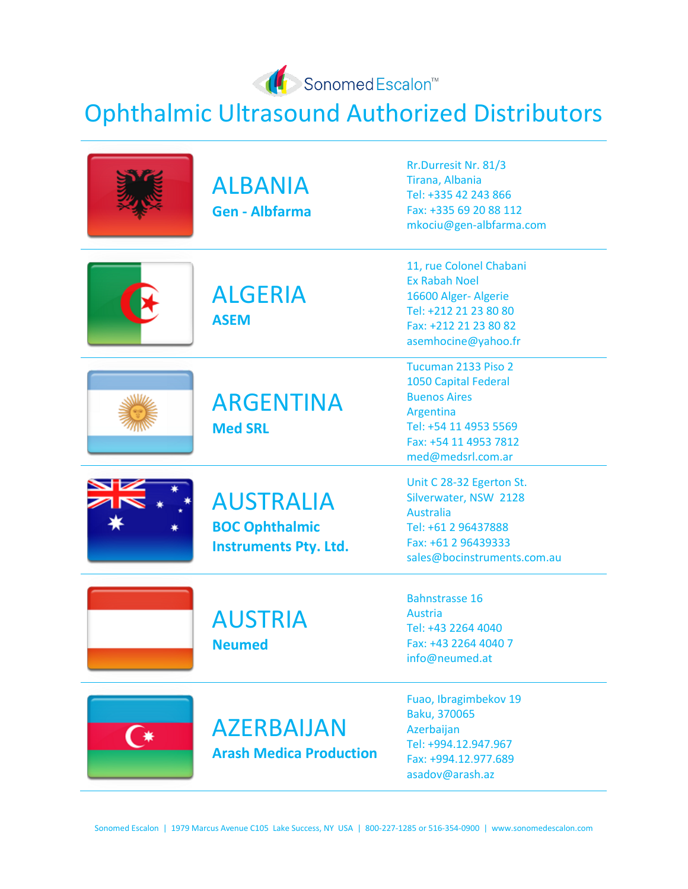SonomedEscalon™

# Ophthalmic Ultrasound Authorized Distributors

---

## ALBANIA

**Gen - Albfarma**

Rr.Durresit Nr. 81/3
Tirana, Albania
Tel: +335 42 243 866
Fax: +335 69 20 88 112
mkociu@gen-albfarma.com

---

## ALGERIA

**ASEM**

11, rue Colonel Chabani
Ex Rabah Noel
16600 Alger- Algerie
Tel: +212 21 23 80 80
Fax: +212 21 23 80 82
asemhocine@yahoo.fr

---

## ARGENTINA

**Med SRL**

Tucuman 2133 Piso 2
1050 Capital Federal
Buenos Aires
Argentina
Tel: +54 11 4953 5569
Fax: +54 11 4953 7812
med@medsrl.com.ar

---

## AUSTRALIA

**BOC Ophthalmic Instruments Pty. Ltd.**

Unit C 28-32 Egerton St.
Silverwater, NSW 2128
Australia
Tel: +61 2 96437888
Fax: +61 2 96439333
sales@bocinstruments.com.au

---

## AUSTRIA

**Neumed**

Bahnstrasse 16
Austria
Tel: +43 2264 4040
Fax: +43 2264 4040 7
info@neumed.at

---

## AZERBAIJAN

**Arash Medica Production**

Fuao, Ibragimbekov 19
Baku, 370065
Azerbaijan
Tel: +994.12.947.967
Fax: +994.12.977.689
asadov@arash.az

---

Sonomed Escalon | 1979 Marcus Avenue C105 Lake Success, NY USA | 800-227-1285 or 516-354-0900 | www.sonomedescalon.com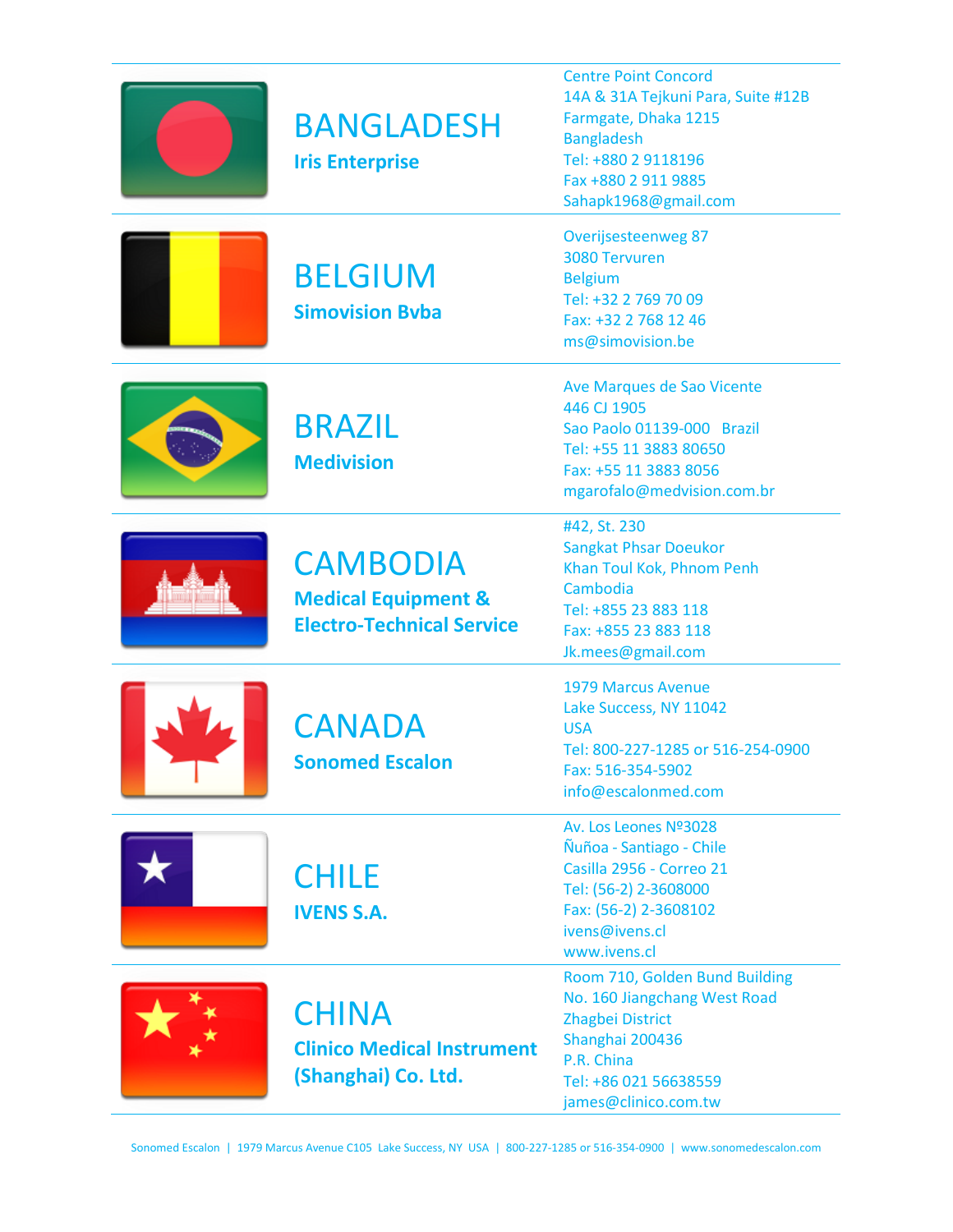## BANGLADESH

**Iris Enterprise**

Centre Point Concord
14A & 31A Tejkuni Para, Suite #12B
Farmgate, Dhaka 1215
Bangladesh
Tel: +880 2 9118196
Fax +880 2 911 9885
Sahapk1968@gmail.com

## BELGIUM

**Simovision Bvba**

Overijsesteenweg 87
3080 Tervuren
Belgium
Tel: +32 2 769 70 09
Fax: +32 2 768 12 46
ms@simovision.be

## BRAZIL

**Medivision**

Ave Marques de Sao Vicente
446 CJ 1905
Sao Paolo 01139-000 Brazil
Tel: +55 11 3883 80650
Fax: +55 11 3883 8056
mgarofalo@medvision.com.br

## CAMBODIA

**Medical Equipment & Electro-Technical Service**

#42, St. 230
Sangkat Phsar Doeukor
Khan Toul Kok, Phnom Penh
Cambodia
Tel: +855 23 883 118
Fax: +855 23 883 118
Jk.mees@gmail.com

## CANADA

**Sonomed Escalon**

1979 Marcus Avenue
Lake Success, NY 11042
USA
Tel: 800-227-1285 or 516-254-0900
Fax: 516-354-5902
info@escalonmed.com

## CHILE

**IVENS S.A.**

Av. Los Leones Nº3028
Ñuñoa - Santiago - Chile
Casilla 2956 - Correo 21
Tel: (56-2) 2-3608000
Fax: (56-2) 2-3608102
ivens@ivens.cl
www.ivens.cl

## CHINA

**Clinico Medical Instrument (Shanghai) Co. Ltd.**

Room 710, Golden Bund Building
No. 160 Jiangchang West Road
Zhagbei District
Shanghai 200436
P.R. China
Tel: +86 021 56638559
james@clinico.com.tw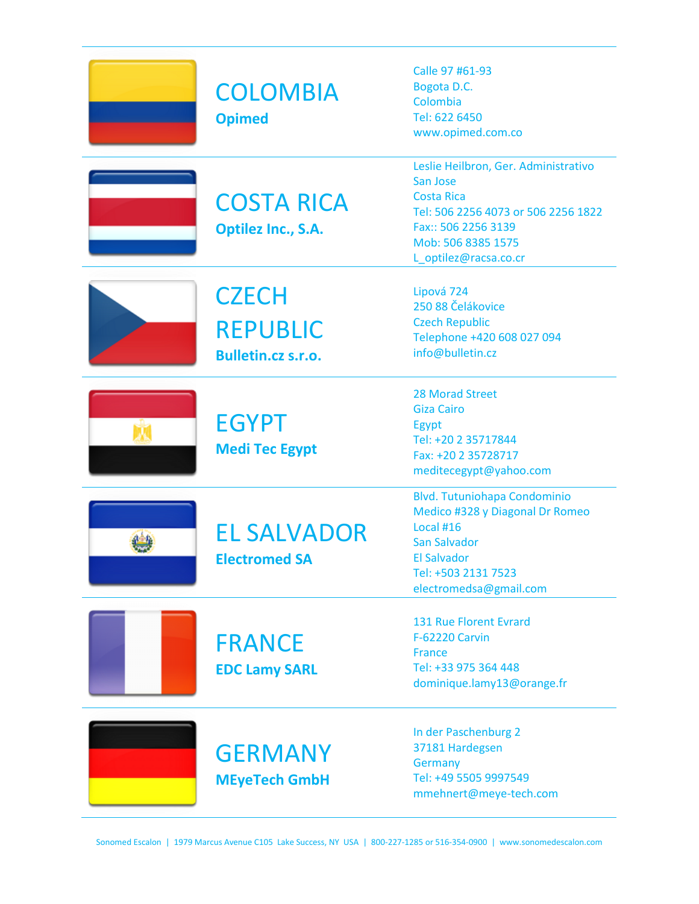## COLOMBIA

**Opimed**

Calle 97 #61-93
Bogota D.C.
Colombia
Tel: 622 6450
www.opimed.com.co

---

## COSTA RICA

**Optilez Inc., S.A.**

Leslie Heilbron, Ger. Administrativo
San Jose
Costa Rica
Tel: 506 2256 4073 or 506 2256 1822
Fax:: 506 2256 3139
Mob: 506 8385 1575
L_optilez@racsa.co.cr

---

## CZECH REPUBLIC

**Bulletin.cz s.r.o.**

Lipová 724
250 88 Čelákovice
Czech Republic
Telephone +420 608 027 094
info@bulletin.cz

---

## EGYPT

**Medi Tec Egypt**

28 Morad Street
Giza Cairo
Egypt
Tel: +20 2 35717844
Fax: +20 2 35728717
meditecegypt@yahoo.com

---

## EL SALVADOR

**Electromed SA**

Blvd. Tutuniohapa Condominio
Medico #328 y Diagonal Dr Romeo
Local #16
San Salvador
El Salvador
Tel: +503 2131 7523
electromedsa@gmail.com

---

## FRANCE

**EDC Lamy SARL**

131 Rue Florent Evrard
F-62220 Carvin
France
Tel: +33 975 364 448
dominique.lamy13@orange.fr

---

## GERMANY

**MEyeTech GmbH**

In der Paschenburg 2
37181 Hardegsen
Germany
Tel: +49 5505 9997549
mmehnert@meye-tech.com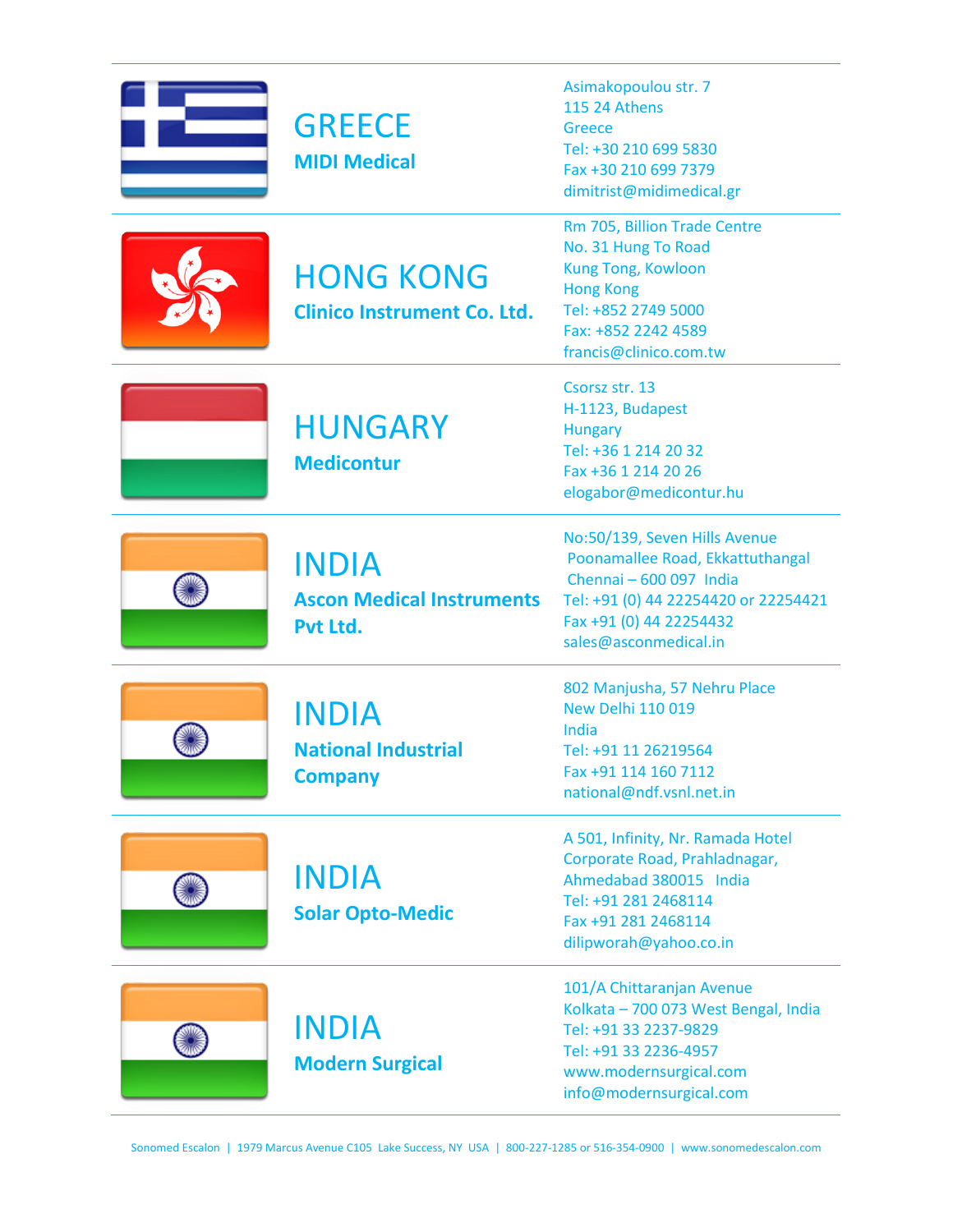## GREECE

**MIDI Medical**

Asimakopoulou str. 7
115 24 Athens
Greece
Tel: +30 210 699 5830
Fax +30 210 699 7379
dimitrist@midimedical.gr

## HONG KONG

**Clinico Instrument Co. Ltd.**

Rm 705, Billion Trade Centre
No. 31 Hung To Road
Kung Tong, Kowloon
Hong Kong
Tel: +852 2749 5000
Fax: +852 2242 4589
francis@clinico.com.tw

## HUNGARY

**Medicontur**

Csorsz str. 13
H-1123, Budapest
Hungary
Tel: +36 1 214 20 32
Fax +36 1 214 20 26
elogabor@medicontur.hu

## INDIA

**Ascon Medical Instruments Pvt Ltd.**

No:50/139, Seven Hills Avenue
Poonamallee Road, Ekkattuthangal
Chennai – 600 097 India
Tel: +91 (0) 44 22254420 or 22254421
Fax +91 (0) 44 22254432
sales@asconmedical.in

## INDIA

**National Industrial Company**

802 Manjusha, 57 Nehru Place
New Delhi 110 019
India
Tel: +91 11 26219564
Fax +91 114 160 7112
national@ndf.vsnl.net.in

## INDIA

**Solar Opto-Medic**

A 501, Infinity, Nr. Ramada Hotel
Corporate Road, Prahladnagar,
Ahmedabad 380015 India
Tel: +91 281 2468114
Fax +91 281 2468114
dilipworah@yahoo.co.in

## INDIA

**Modern Surgical**

101/A Chittaranjan Avenue
Kolkata – 700 073 West Bengal, India
Tel: +91 33 2237-9829
Tel: +91 33 2236-4957
www.modernsurgical.com
info@modernsurgical.com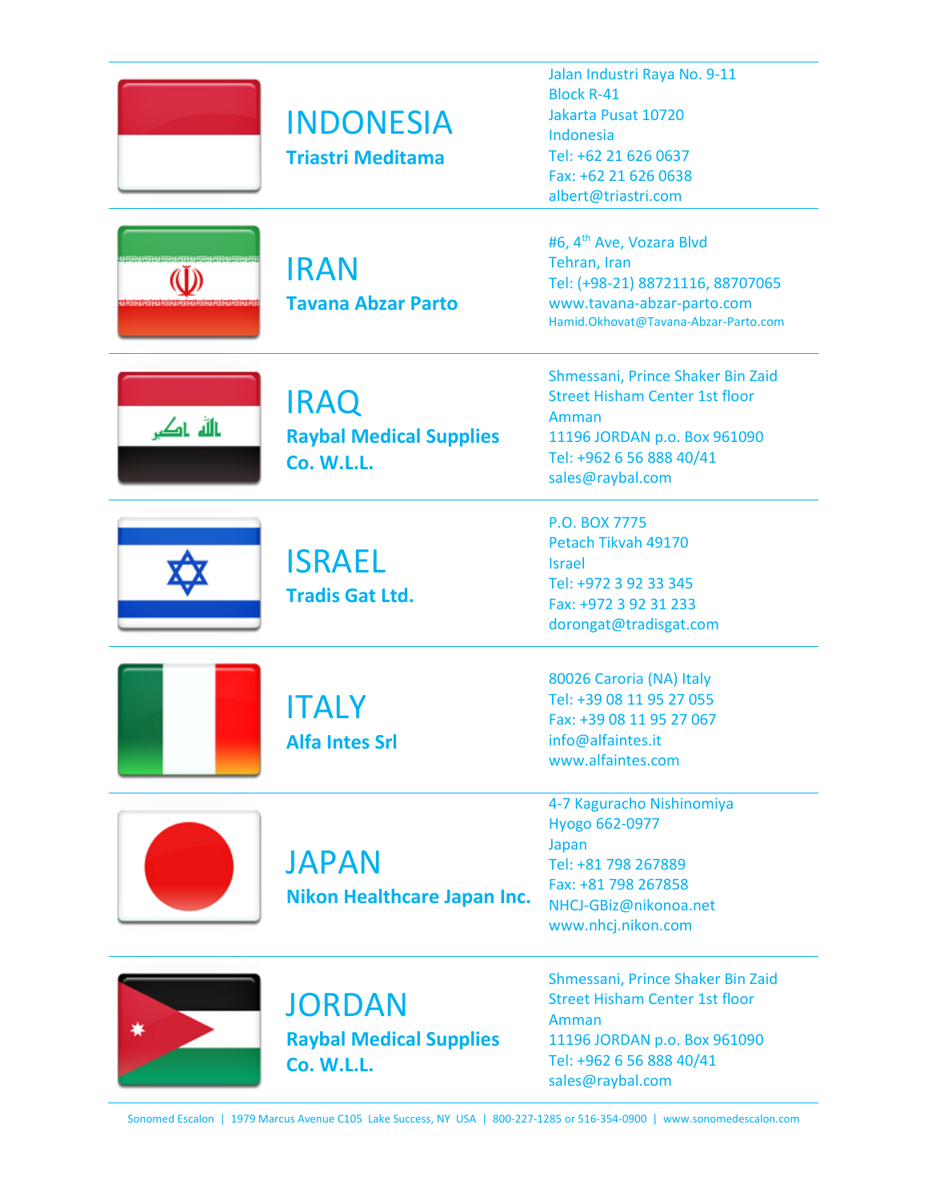## INDONESIA

**Triastri Meditama**

Jalan Industri Raya No. 9-11
Block R-41
Jakarta Pusat 10720
Indonesia
Tel: +62 21 626 0637
Fax: +62 21 626 0638
albert@triastri.com

## IRAN

**Tavana Abzar Parto**

#6, 4th Ave, Vozara Blvd
Tehran, Iran
Tel: (+98-21) 88721116, 88707065
www.tavana-abzar-parto.com
Hamid.Okhovat@Tavana-Abzar-Parto.com

## IRAQ

**Raybal Medical Supplies Co. W.L.L.**

Shmessani, Prince Shaker Bin Zaid
Street Hisham Center 1st floor
Amman
11196 JORDAN p.o. Box 961090
Tel: +962 6 56 888 40/41
sales@raybal.com

## ISRAEL

**Tradis Gat Ltd.**

P.O. BOX 7775
Petach Tikvah 49170
Israel
Tel: +972 3 92 33 345
Fax: +972 3 92 31 233
dorongat@tradisgat.com

## ITALY

**Alfa Intes Srl**

80026 Caroria (NA) Italy
Tel: +39 08 11 95 27 055
Fax: +39 08 11 95 27 067
info@alfaintes.it
www.alfaintes.com

## JAPAN

**Nikon Healthcare Japan Inc.**

4-7 Kaguracho Nishinomiya
Hyogo 662-0977
Japan
Tel: +81 798 267889
Fax: +81 798 267858
NHCJ-GBiz@nikonoa.net
www.nhcj.nikon.com

## JORDAN

**Raybal Medical Supplies Co. W.L.L.**

Shmessani, Prince Shaker Bin Zaid
Street Hisham Center 1st floor
Amman
11196 JORDAN p.o. Box 961090
Tel: +962 6 56 888 40/41
sales@raybal.com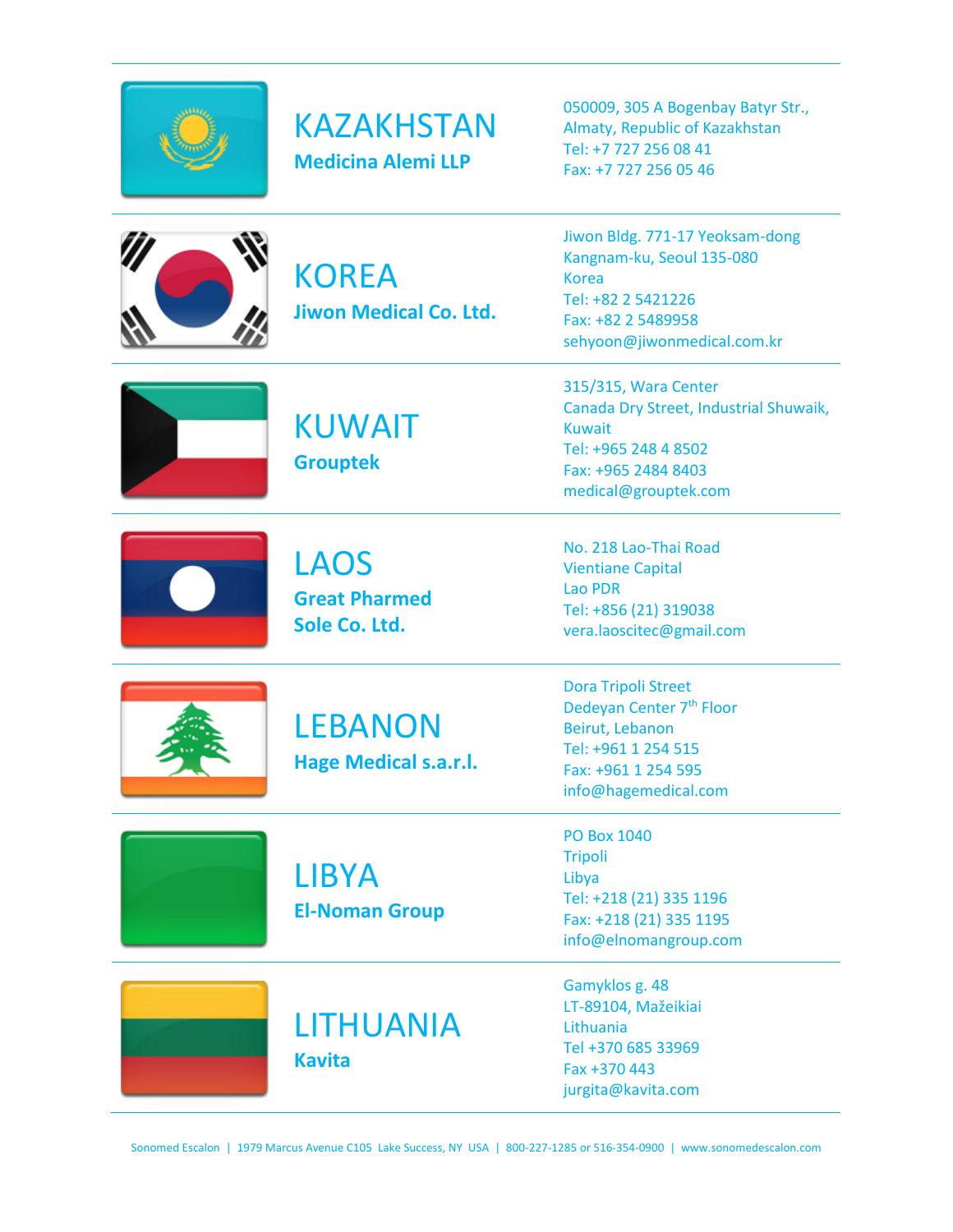## KAZAKHSTAN

**Medicina Alemi LLP**

050009, 305 A Bogenbay Batyr Str.,
Almaty, Republic of Kazakhstan
Tel: +7 727 256 08 41
Fax: +7 727 256 05 46

## KOREA

**Jiwon Medical Co. Ltd.**

Jiwon Bldg. 771-17 Yeoksam-dong
Kangnam-ku, Seoul 135-080
Korea
Tel: +82 2 5421226
Fax: +82 2 5489958
sehyoon@jiwonmedical.com.kr

## KUWAIT

**Grouptek**

315/315, Wara Center
Canada Dry Street, Industrial Shuwaik,
Kuwait
Tel: +965 248 4 8502
Fax: +965 2484 8403
medical@grouptek.com

## LAOS

**Great Pharmed Sole Co. Ltd.**

No. 218 Lao-Thai Road
Vientiane Capital
Lao PDR
Tel: +856 (21) 319038
vera.laoscitec@gmail.com

## LEBANON

**Hage Medical s.a.r.l.**

Dora Tripoli Street
Dedeyan Center 7th Floor
Beirut, Lebanon
Tel: +961 1 254 515
Fax: +961 1 254 595
info@hagemedical.com

## LIBYA

**El-Noman Group**

PO Box 1040
Tripoli
Libya
Tel: +218 (21) 335 1196
Fax: +218 (21) 335 1195
info@elnomangroup.com

## LITHUANIA

**Kavita**

Gamyklos g. 48
LT-89104, Mažeikiai
Lithuania
Tel +370 685 33969
Fax +370 443
jurgita@kavita.com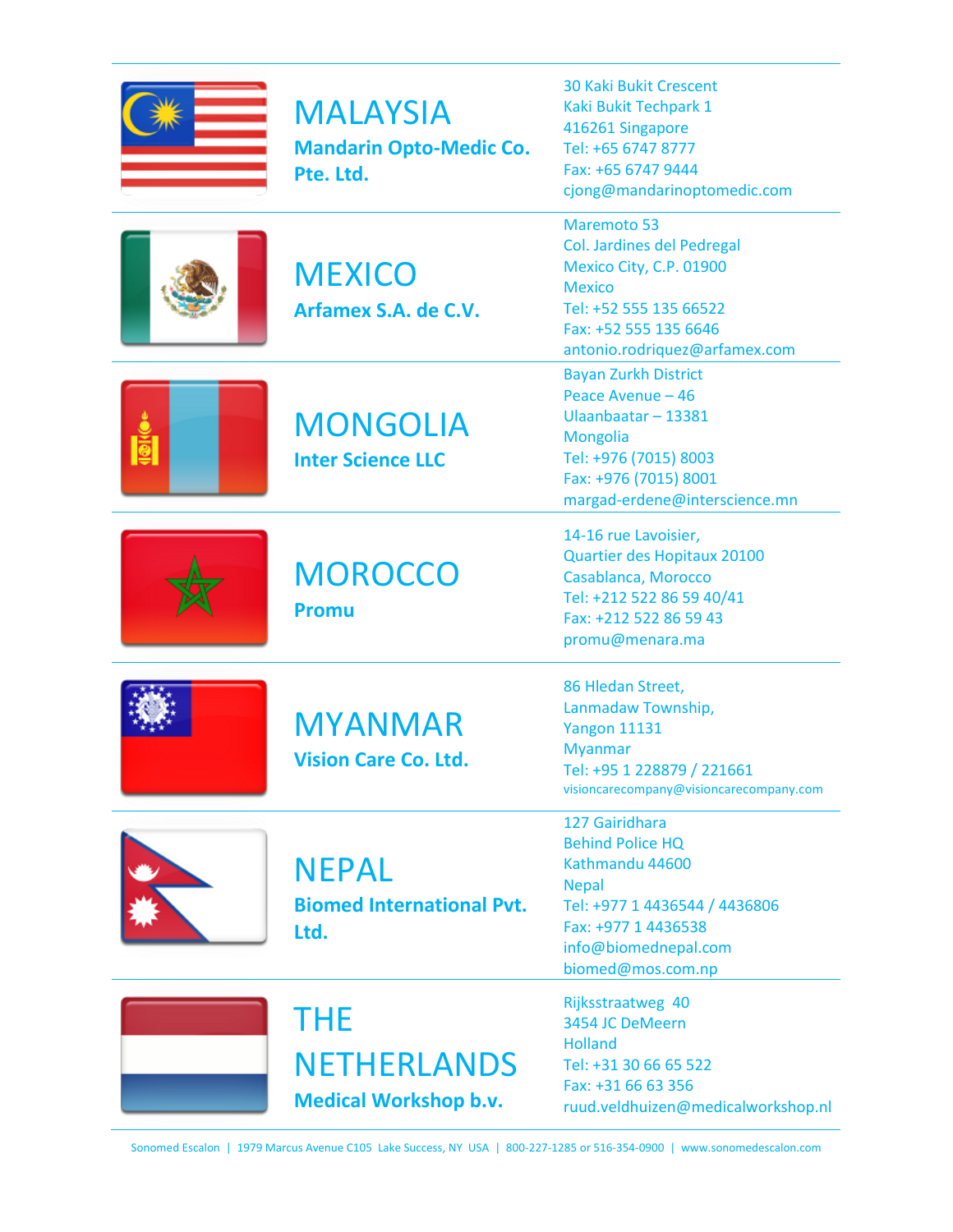## MALAYSIA

**Mandarin Opto-Medic Co. Pte. Ltd.**

30 Kaki Bukit Crescent
Kaki Bukit Techpark 1
416261 Singapore
Tel: +65 6747 8777
Fax: +65 6747 9444
cjong@mandarinoptomedic.com

---

## MEXICO

**Arfamex S.A. de C.V.**

Maremoto 53
Col. Jardines del Pedregal
Mexico City, C.P. 01900
Mexico
Tel: +52 555 135 66522
Fax: +52 555 135 6646
antonio.rodriquez@arfamex.com

---

## MONGOLIA

**Inter Science LLC**

Bayan Zurkh District
Peace Avenue – 46
Ulaanbaatar – 13381
Mongolia
Tel: +976 (7015) 8003
Fax: +976 (7015) 8001
margad-erdene@interscience.mn

---

## MOROCCO

**Promu**

14-16 rue Lavoisier,
Quartier des Hopitaux 20100
Casablanca, Morocco
Tel: +212 522 86 59 40/41
Fax: +212 522 86 59 43
promu@menara.ma

---

## MYANMAR

**Vision Care Co. Ltd.**

86 Hledan Street,
Lanmadaw Township,
Yangon 11131
Myanmar
Tel: +95 1 228879 / 221661
visioncarecompany@visioncarecompany.com

---

## NEPAL

**Biomed International Pvt. Ltd.**

127 Gairidhara
Behind Police HQ
Kathmandu 44600
Nepal
Tel: +977 1 4436544 / 4436806
Fax: +977 1 4436538
info@biomednepal.com
biomed@mos.com.np

---

## THE NETHERLANDS

**Medical Workshop b.v.**

Rijksstraatweg 40
3454 JC DeMeern
Holland
Tel: +31 30 66 65 522
Fax: +31 66 63 356
ruud.veldhuizen@medicalworkshop.nl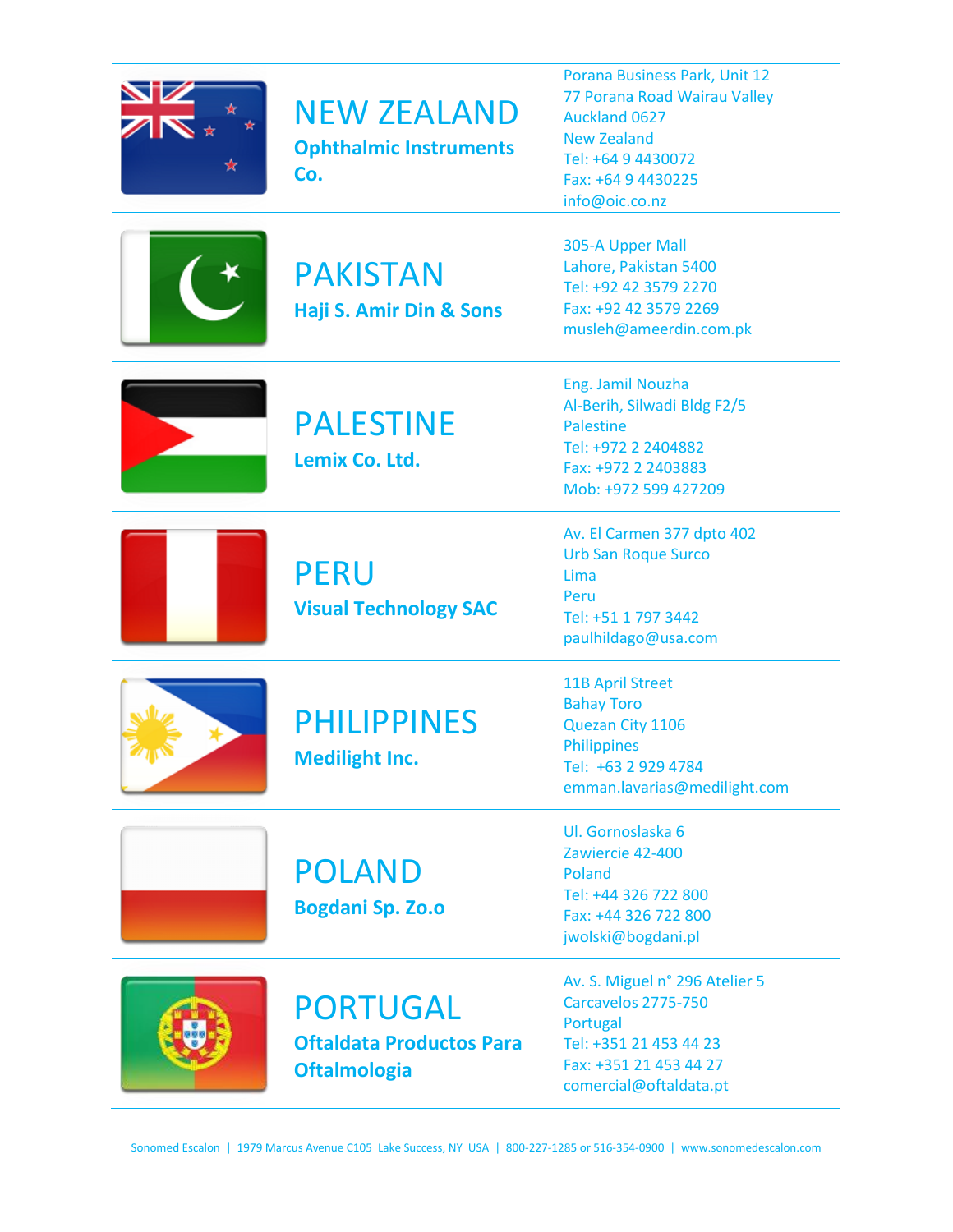## NEW ZEALAND

**Ophthalmic Instruments Co.**

Porana Business Park, Unit 12
77 Porana Road Wairau Valley
Auckland 0627
New Zealand
Tel: +64 9 4430072
Fax: +64 9 4430225
info@oic.co.nz

## PAKISTAN

**Haji S. Amir Din & Sons**

305-A Upper Mall
Lahore, Pakistan 5400
Tel: +92 42 3579 2270
Fax: +92 42 3579 2269
musleh@ameerdin.com.pk

## PALESTINE

**Lemix Co. Ltd.**

Eng. Jamil Nouzha
Al-Berih, Silwadi Bldg F2/5
Palestine
Tel: +972 2 2404882
Fax: +972 2 2403883
Mob: +972 599 427209

## PERU

**Visual Technology SAC**

Av. El Carmen 377 dpto 402
Urb San Roque Surco
Lima
Peru
Tel: +51 1 797 3442
paulhildago@usa.com

## PHILIPPINES

**Medilight Inc.**

11B April Street
Bahay Toro
Quezan City 1106
Philippines
Tel: +63 2 929 4784
emman.lavarias@medilight.com

## POLAND

**Bogdani Sp. Zo.o**

Ul. Gornoslaska 6
Zawiercie 42-400
Poland
Tel: +44 326 722 800
Fax: +44 326 722 800
jwolski@bogdani.pl

## PORTUGAL

**Oftaldata Productos Para Oftalmologia**

Av. S. Miguel n° 296 Atelier 5
Carcavelos 2775-750
Portugal
Tel: +351 21 453 44 23
Fax: +351 21 453 44 27
comercial@oftaldata.pt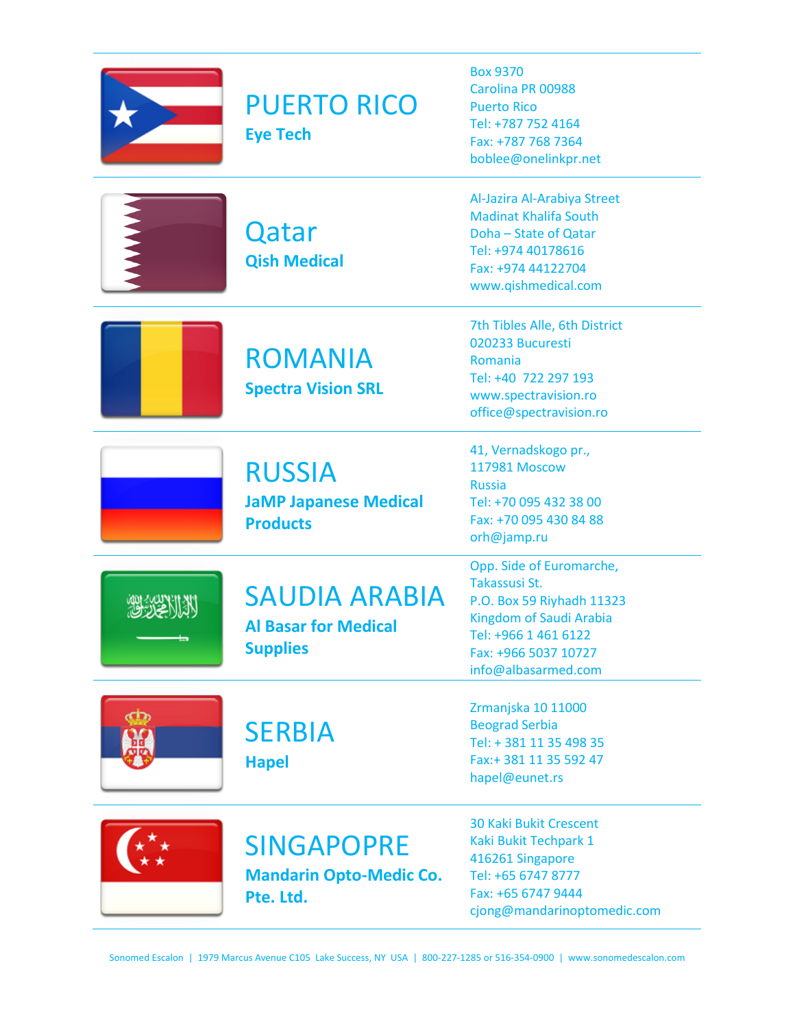## PUERTO RICO

**Eye Tech**

Box 9370
Carolina PR 00988
Puerto Rico
Tel: +787 752 4164
Fax: +787 768 7364
boblee@onelinkpr.net

## Qatar

**Qish Medical**

Al-Jazira Al-Arabiya Street
Madinat Khalifa South
Doha – State of Qatar
Tel: +974 40178616
Fax: +974 44122704
www.qishmedical.com

## ROMANIA

**Spectra Vision SRL**

7th Tibles Alle, 6th District
020233 Bucuresti
Romania
Tel: +40 722 297 193
www.spectravision.ro
office@spectravision.ro

## RUSSIA

**JaMP Japanese Medical Products**

41, Vernadskogo pr.,
117981 Moscow
Russia
Tel: +70 095 432 38 00
Fax: +70 095 430 84 88
orh@jamp.ru

## SAUDIA ARABIA

**Al Basar for Medical Supplies**

Opp. Side of Euromarche,
Takassusi St.
P.O. Box 59 Riyhadh 11323
Kingdom of Saudi Arabia
Tel: +966 1 461 6122
Fax: +966 5037 10727
info@albasarmed.com

## SERBIA

**Hapel**

Zrmanjska 10 11000
Beograd Serbia
Tel: + 381 11 35 498 35
Fax:+ 381 11 35 592 47
hapel@eunet.rs

## SINGAPOPRE

**Mandarin Opto-Medic Co. Pte. Ltd.**

30 Kaki Bukit Crescent
Kaki Bukit Techpark 1
416261 Singapore
Tel: +65 6747 8777
Fax: +65 6747 9444
cjong@mandarinoptomedic.com

Sonomed Escalon | 1979 Marcus Avenue C105 Lake Success, NY USA | 800-227-1285 or 516-354-0900 | www.sonomedescalon.com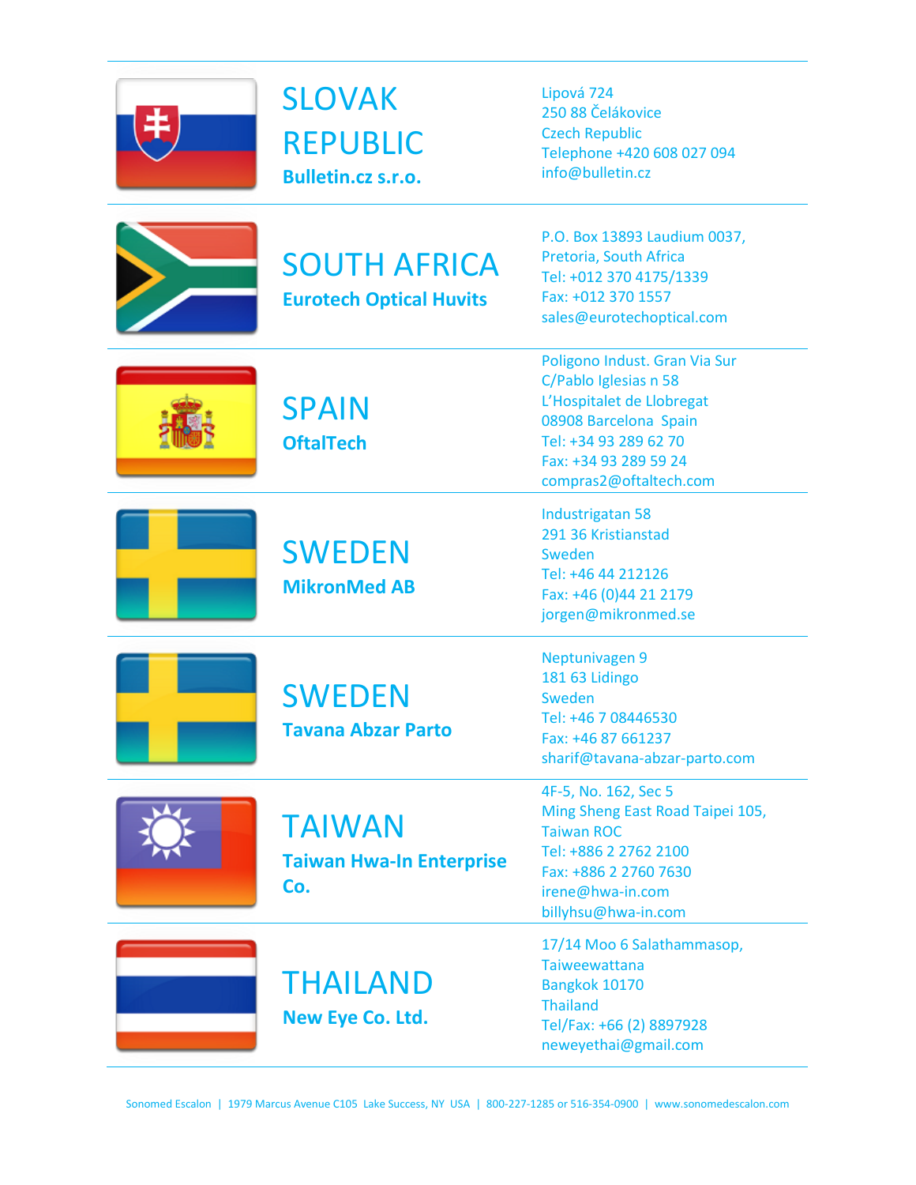## SLOVAK REPUBLIC

**Bulletin.cz s.r.o.**

Lipová 724
250 88 Čelákovice
Czech Republic
Telephone +420 608 027 094
info@bulletin.cz

## SOUTH AFRICA

**Eurotech Optical Huvits**

P.O. Box 13893 Laudium 0037,
Pretoria, South Africa
Tel: +012 370 4175/1339
Fax: +012 370 1557
sales@eurotechoptical.com

## SPAIN

**OftalTech**

Poligono Indust. Gran Via Sur
C/Pablo Iglesias n 58
L'Hospitalet de Llobregat
08908 Barcelona Spain
Tel: +34 93 289 62 70
Fax: +34 93 289 59 24
compras2@oftaltech.com

## SWEDEN

**MikronMed AB**

Industrigatan 58
291 36 Kristianstad
Sweden
Tel: +46 44 212126
Fax: +46 (0)44 21 2179
jorgen@mikronmed.se

## SWEDEN

**Tavana Abzar Parto**

Neptunivagen 9
181 63 Lidingo
Sweden
Tel: +46 7 08446530
Fax: +46 87 661237
sharif@tavana-abzar-parto.com

## TAIWAN

**Taiwan Hwa-In Enterprise Co.**

4F-5, No. 162, Sec 5
Ming Sheng East Road Taipei 105,
Taiwan ROC
Tel: +886 2 2762 2100
Fax: +886 2 2760 7630
irene@hwa-in.com
billyhsu@hwa-in.com

## THAILAND

**New Eye Co. Ltd.**

17/14 Moo 6 Salathammasop,
Taiweewattana
Bangkok 10170
Thailand
Tel/Fax: +66 (2) 8897928
neweyethai@gmail.com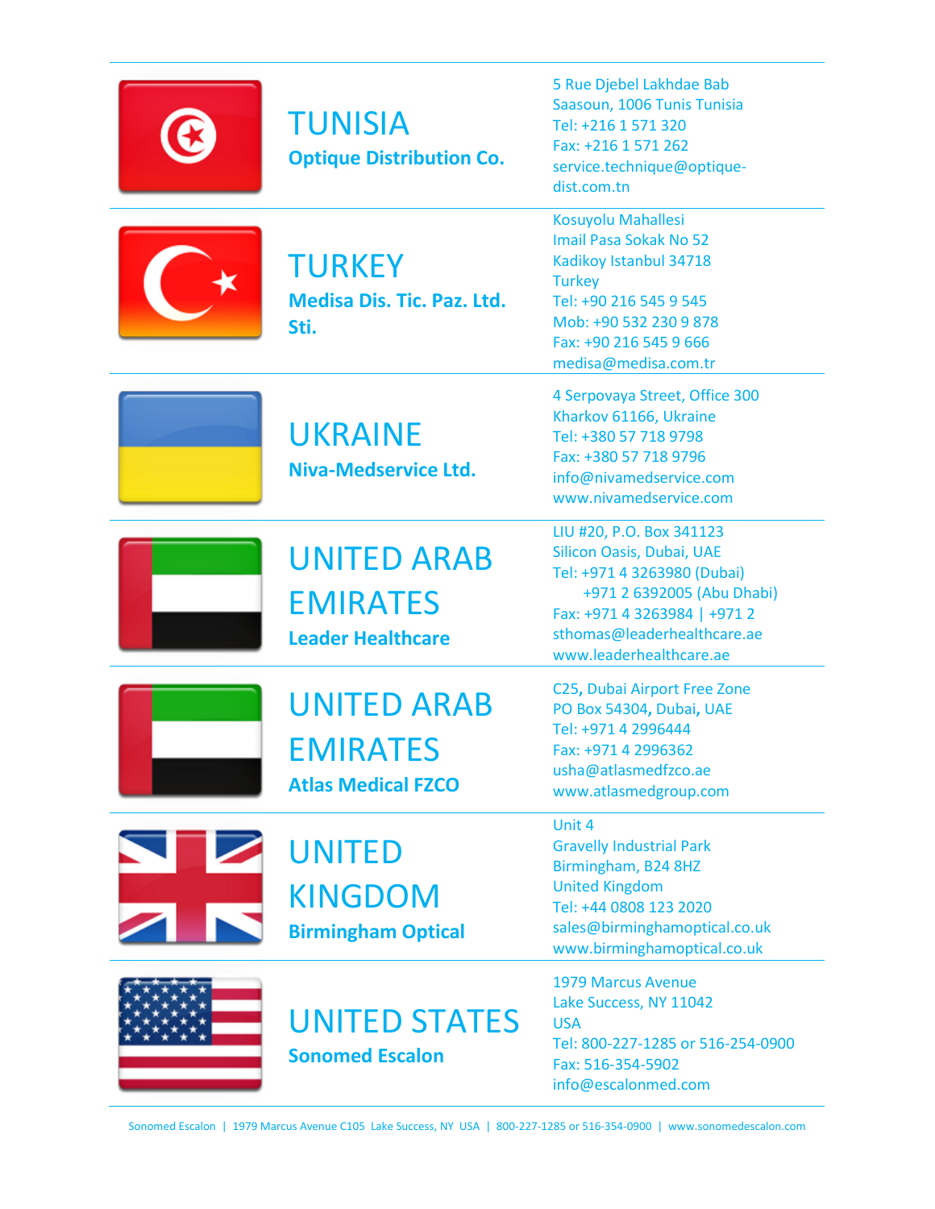## TUNISIA

**Optique Distribution Co.**

5 Rue Djebel Lakhdae Bab Saasoun, 1006 Tunis Tunisia
Tel: +216 1 571 320
Fax: +216 1 571 262
service.technique@optique-dist.com.tn

## TURKEY

**Medisa Dis. Tic. Paz. Ltd. Sti.**

Kosuyolu Mahallesi
Imail Pasa Sokak No 52
Kadikoy Istanbul 34718
Turkey
Tel: +90 216 545 9 545
Mob: +90 532 230 9 878
Fax: +90 216 545 9 666
medisa@medisa.com.tr

## UKRAINE

**Niva-Medservice Ltd.**

4 Serpovaya Street, Office 300
Kharkov 61166, Ukraine
Tel: +380 57 718 9798
Fax: +380 57 718 9796
info@nivamedservice.com
www.nivamedservice.com

## UNITED ARAB EMIRATES

**Leader Healthcare**

LIU #20, P.O. Box 341123
Silicon Oasis, Dubai, UAE
Tel: +971 4 3263980 (Dubai)
+971 2 6392005 (Abu Dhabi)
Fax: +971 4 3263984 | +971 2
sthomas@leaderhealthcare.ae
www.leaderhealthcare.ae

## UNITED ARAB EMIRATES

**Atlas Medical FZCO**

C25, Dubai Airport Free Zone
PO Box 54304, Dubai, UAE
Tel: +971 4 2996444
Fax: +971 4 2996362
usha@atlasmedfzco.ae
www.atlasmedgroup.com

## UNITED KINGDOM

**Birmingham Optical**

Unit 4
Gravelly Industrial Park
Birmingham, B24 8HZ
United Kingdom
Tel: +44 0808 123 2020
sales@birminghamoptical.co.uk
www.birminghamoptical.co.uk

## UNITED STATES

**Sonomed Escalon**

1979 Marcus Avenue
Lake Success, NY 11042
USA
Tel: 800-227-1285 or 516-254-0900
Fax: 516-354-5902
info@escalonmed.com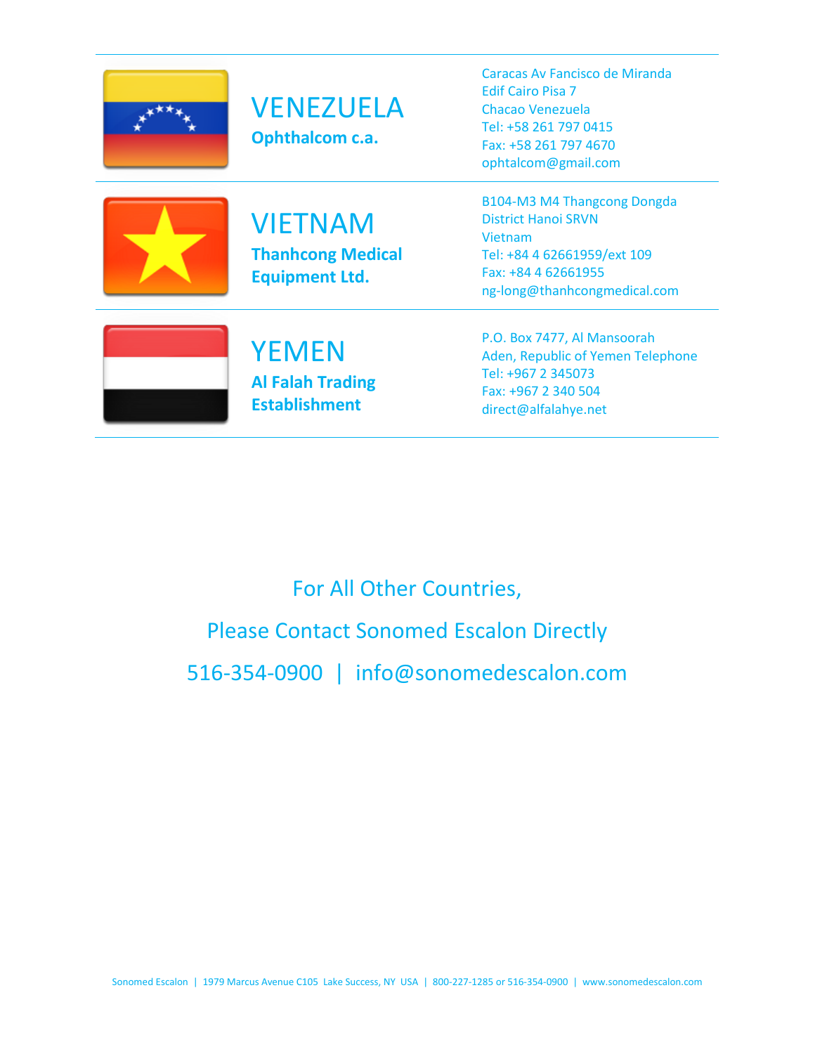## VENEZUELA

**Ophthalcom c.a.**

Caracas Av Fancisco de Miranda
Edif Cairo Pisa 7
Chacao Venezuela
Tel: +58 261 797 0415
Fax: +58 261 797 4670
ophtalcom@gmail.com

## VIETNAM

**Thanhcong Medical Equipment Ltd.**

B104-M3 M4 Thangcong Dongda
District Hanoi SRVN
Vietnam
Tel: +84 4 62661959/ext 109
Fax: +84 4 62661955
ng-long@thanhcongmedical.com

## YEMEN

**Al Falah Trading Establishment**

P.O. Box 7477, Al Mansoorah
Aden, Republic of Yemen Telephone
Tel: +967 2 345073
Fax: +967 2 340 504
direct@alfalahye.net

For All Other Countries,

Please Contact Sonomed Escalon Directly

516-354-0900 | info@sonomedescalon.com

Sonomed Escalon | 1979 Marcus Avenue C105 Lake Success, NY USA | 800-227-1285 or 516-354-0900 | www.sonomedescalon.com